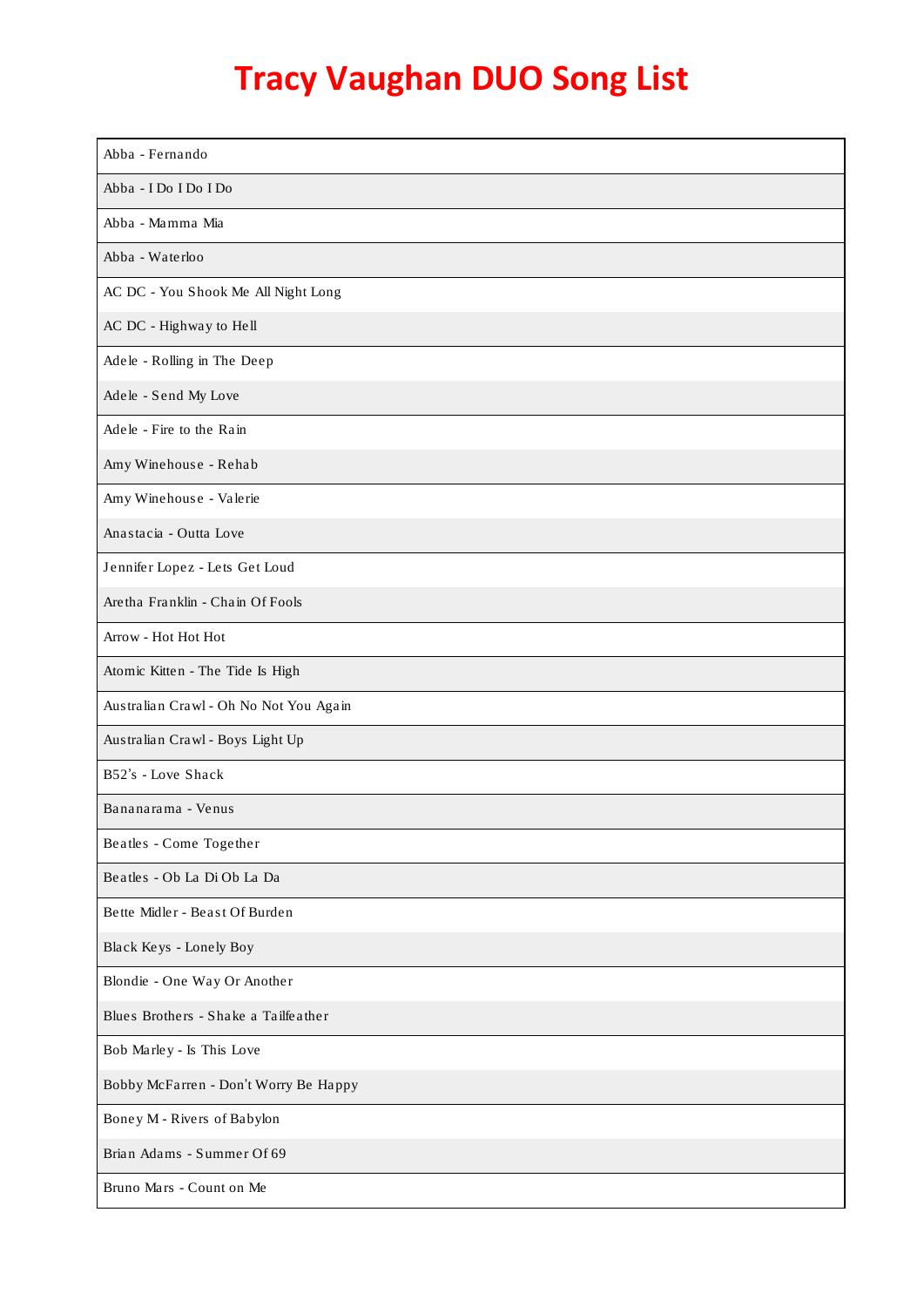# Tracy Vaughan DUO Song List

| Abba - Fernando |
|---|
| Abba - I Do I Do I Do |
| Abba - Mamma Mia |
| Abba - Waterloo |
| AC DC - You Shook Me All Night Long |
| AC DC - Highway to Hell |
| Adele - Rolling in The Deep |
| Adele - Send My Love |
| Adele - Fire to the Rain |
| Amy Winehouse - Rehab |
| Amy Winehouse - Valerie |
| Anastacia - Outta Love |
| Jennifer Lopez - Lets Get Loud |
| Aretha Franklin - Chain Of Fools |
| Arrow - Hot Hot Hot |
| Atomic Kitten - The Tide Is High |
| Australian Crawl - Oh No Not You Again |
| Australian Crawl - Boys Light Up |
| B52's - Love Shack |
| Bananarama - Venus |
| Beatles - Come Together |
| Beatles - Ob La Di Ob La Da |
| Bette Midler - Beast Of Burden |
| Black Keys - Lonely Boy |
| Blondie - One Way Or Another |
| Blues Brothers - Shake a Tailfeather |
| Bob Marley - Is This Love |
| Bobby McFarren - Don't Worry Be Happy |
| Boney M - Rivers of Babylon |
| Brian Adams - Summer Of 69 |
| Bruno Mars - Count on Me |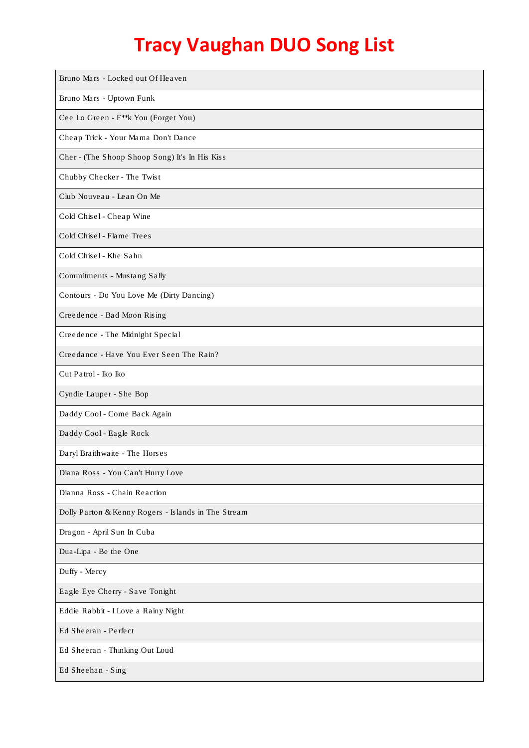# Tracy Vaughan DUO Song List

| Bruno Mars - Locked out Of Heaven |
|---|
| Bruno Mars - Uptown Funk |
| Cee Lo Green - F**k You (Forget You) |
| Cheap Trick - Your Mama Don't Dance |
| Cher - (The Shoop Shoop Song) It's In His Kiss |
| Chubby Checker - The Twist |
| Club Nouveau - Lean On Me |
| Cold Chisel - Cheap Wine |
| Cold Chisel - Flame Trees |
| Cold Chisel - Khe Sahn |
| Commitments - Mustang Sally |
| Contours - Do You Love Me (Dirty Dancing) |
| Creedence - Bad Moon Rising |
| Creedence - The Midnight Special |
| Creedance - Have You Ever Seen The Rain? |
| Cut Patrol - Iko Iko |
| Cyndie Lauper - She Bop |
| Daddy Cool - Come Back Again |
| Daddy Cool - Eagle Rock |
| Daryl Braithwaite - The Horses |
| Diana Ross - You Can't Hurry Love |
| Dianna Ross - Chain Reaction |
| Dolly Parton & Kenny Rogers - Islands in The Stream |
| Dragon - April Sun In Cuba |
| Dua-Lipa - Be the One |
| Duffy - Mercy |
| Eagle Eye Cherry - Save Tonight |
| Eddie Rabbit - I Love a Rainy Night |
| Ed Sheeran - Perfect |
| Ed Sheeran - Thinking Out Loud |
| Ed Sheehan - Sing |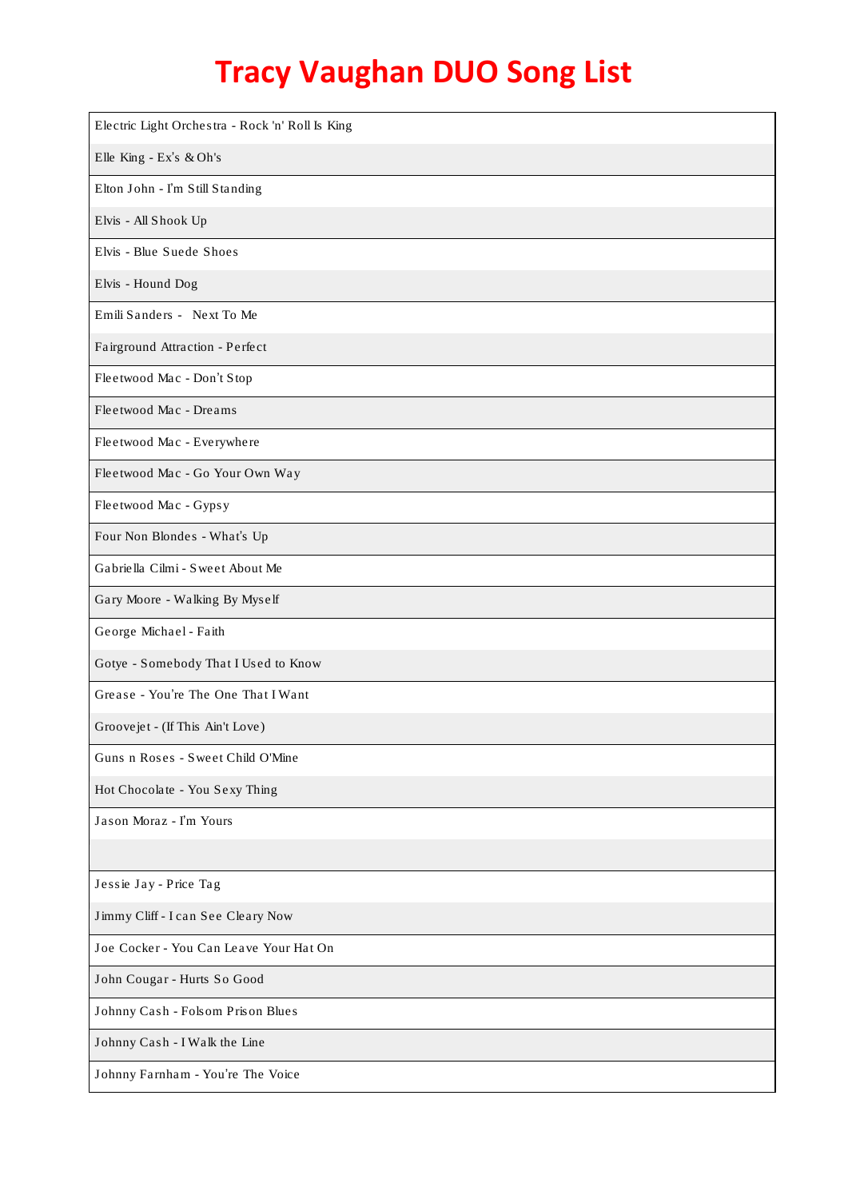# Tracy Vaughan DUO Song List

| |
|---|
| Electric Light Orchestra - Rock 'n' Roll Is King |
| Elle King - Ex's & Oh's |
| Elton John - I'm Still Standing |
| Elvis - All Shook Up |
| Elvis - Blue Suede Shoes |
| Elvis - Hound Dog |
| Emili Sanders - Next To Me |
| Fairground Attraction - Perfect |
| Fleetwood Mac - Don't Stop |
| Fleetwood Mac - Dreams |
| Fleetwood Mac - Everywhere |
| Fleetwood Mac - Go Your Own Way |
| Fleetwood Mac - Gypsy |
| Four Non Blondes - What's Up |
| Gabriella Cilmi - Sweet About Me |
| Gary Moore - Walking By Myself |
| George Michael - Faith |
| Gotye - Somebody That I Used to Know |
| Grease - You're The One That I Want |
| Groovejet - (If This Ain't Love) |
| Guns n Roses - Sweet Child O'Mine |
| Hot Chocolate - You Sexy Thing |
| Jason Moraz - I'm Yours |
| |
| Jessie Jay - Price Tag |
| Jimmy Cliff - I can See Cleary Now |
| Joe Cocker - You Can Leave Your Hat On |
| John Cougar - Hurts So Good |
| Johnny Cash - Folsom Prison Blues |
| Johnny Cash - I Walk the Line |
| Johnny Farnham - You're The Voice |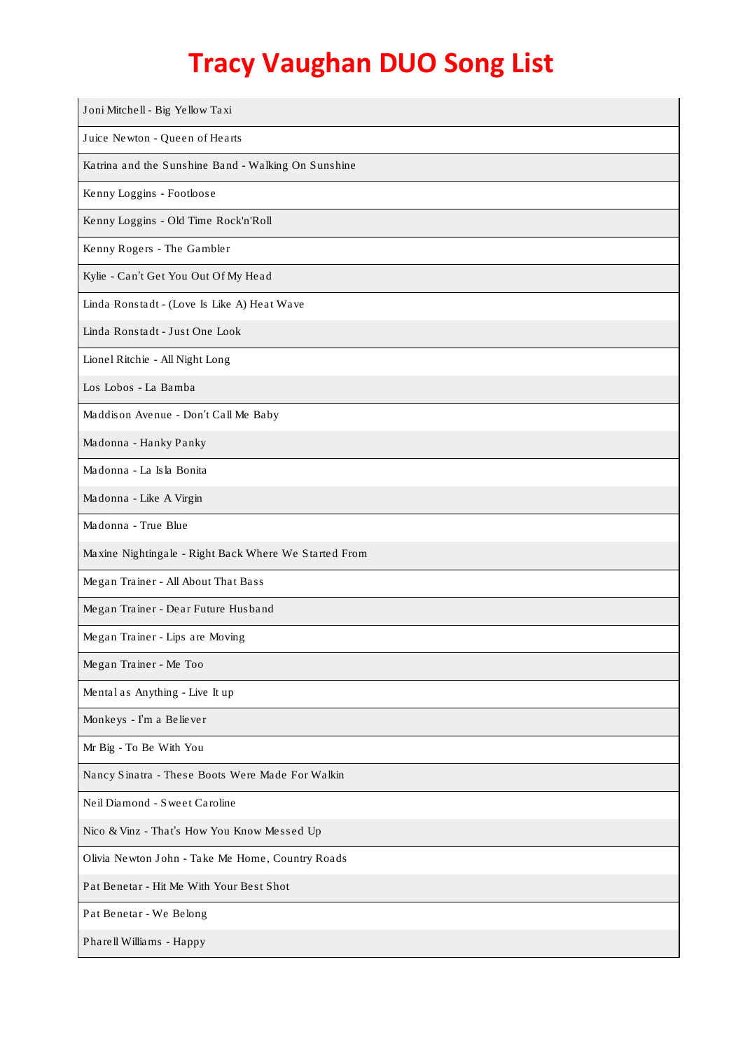# Tracy Vaughan DUO Song List

| |
|---|
| Joni Mitchell - Big Yellow Taxi |
| Juice Newton - Queen of Hearts |
| Katrina and the Sunshine Band - Walking On Sunshine |
| Kenny Loggins - Footloose |
| Kenny Loggins - Old Time Rock'n'Roll |
| Kenny Rogers - The Gambler |
| Kylie - Can't Get You Out Of My Head |
| Linda Ronstadt - (Love Is Like A) Heat Wave |
| Linda Ronstadt - Just One Look |
| Lionel Ritchie - All Night Long |
| Los Lobos - La Bamba |
| Maddison Avenue - Don't Call Me Baby |
| Madonna - Hanky Panky |
| Madonna - La Isla Bonita |
| Madonna - Like A Virgin |
| Madonna - True Blue |
| Maxine Nightingale - Right Back Where We Started From |
| Megan Trainer - All About That Bass |
| Megan Trainer - Dear Future Husband |
| Megan Trainer - Lips are Moving |
| Megan Trainer - Me Too |
| Mental as Anything - Live It up |
| Monkeys - I'm a Believer |
| Mr Big - To Be With You |
| Nancy Sinatra - These Boots Were Made For Walkin |
| Neil Diamond - Sweet Caroline |
| Nico & Vinz - That's How You Know Messed Up |
| Olivia Newton John - Take Me Home, Country Roads |
| Pat Benetar - Hit Me With Your Best Shot |
| Pat Benetar - We Belong |
| Pharell Williams - Happy |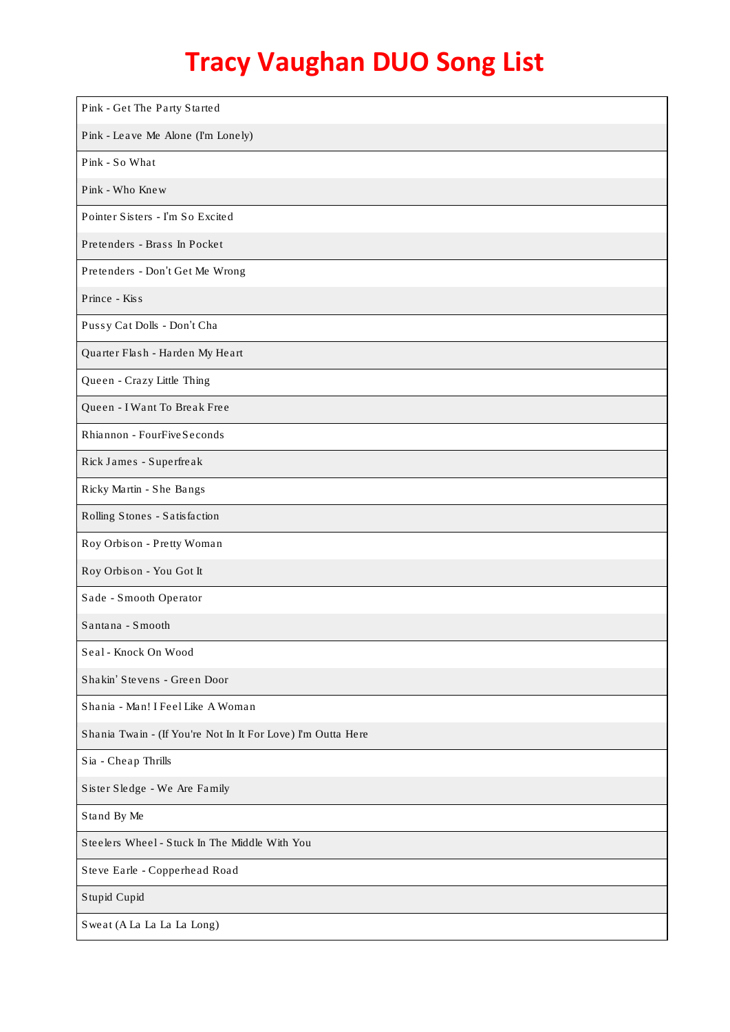# Tracy Vaughan DUO Song List

| Pink - Get The Party Started |
|---|
| Pink - Leave Me Alone (I'm Lonely) |
| Pink - So What |
| Pink - Who Knew |
| Pointer Sisters - I'm So Excited |
| Pretenders - Brass In Pocket |
| Pretenders - Don't Get Me Wrong |
| Prince - Kiss |
| Pussy Cat Dolls - Don't Cha |
| Quarter Flash - Harden My Heart |
| Queen - Crazy Little Thing |
| Queen - I Want To Break Free |
| Rhiannon - FourFiveSeconds |
| Rick James - Superfreak |
| Ricky Martin - She Bangs |
| Rolling Stones - Satisfaction |
| Roy Orbison - Pretty Woman |
| Roy Orbison - You Got It |
| Sade - Smooth Operator |
| Santana - Smooth |
| Seal - Knock On Wood |
| Shakin' Stevens - Green Door |
| Shania - Man! I Feel Like A Woman |
| Shania Twain - (If You're Not In It For Love) I'm Outta Here |
| Sia - Cheap Thrills |
| Sister Sledge - We Are Family |
| Stand By Me |
| Steelers Wheel - Stuck In The Middle With You |
| Steve Earle - Copperhead Road |
| Stupid Cupid |
| Sweat (A La La La La Long) |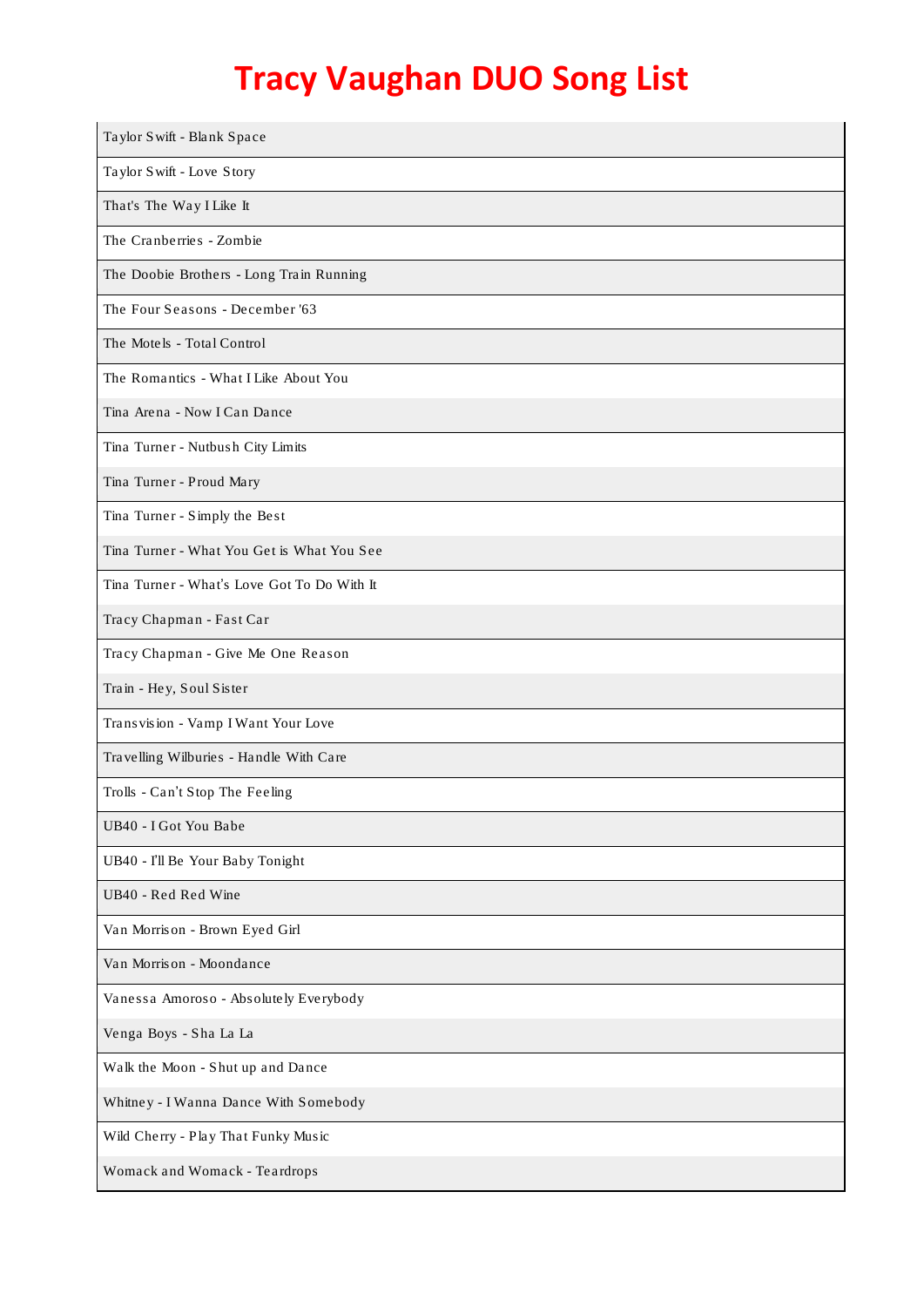# Tracy Vaughan DUO Song List

| |
|---|
| Taylor Swift - Blank Space |
| Taylor Swift - Love Story |
| That's The Way I Like It |
| The Cranberries - Zombie |
| The Doobie Brothers - Long Train Running |
| The Four Seasons - December '63 |
| The Motels - Total Control |
| The Romantics - What I Like About You |
| Tina Arena - Now I Can Dance |
| Tina Turner - Nutbush City Limits |
| Tina Turner - Proud Mary |
| Tina Turner - Simply the Best |
| Tina Turner - What You Get is What You See |
| Tina Turner - What's Love Got To Do With It |
| Tracy Chapman - Fast Car |
| Tracy Chapman - Give Me One Reason |
| Train - Hey, Soul Sister |
| Transvision - Vamp I Want Your Love |
| Travelling Wilburies - Handle With Care |
| Trolls - Can't Stop The Feeling |
| UB40 - I Got You Babe |
| UB40 - I'll Be Your Baby Tonight |
| UB40 - Red Red Wine |
| Van Morrison - Brown Eyed Girl |
| Van Morrison - Moondance |
| Vanessa Amoroso - Absolutely Everybody |
| Venga Boys - Sha La La |
| Walk the Moon - Shut up and Dance |
| Whitney - I Wanna Dance With Somebody |
| Wild Cherry - Play That Funky Music |
| Womack and Womack - Teardrops |